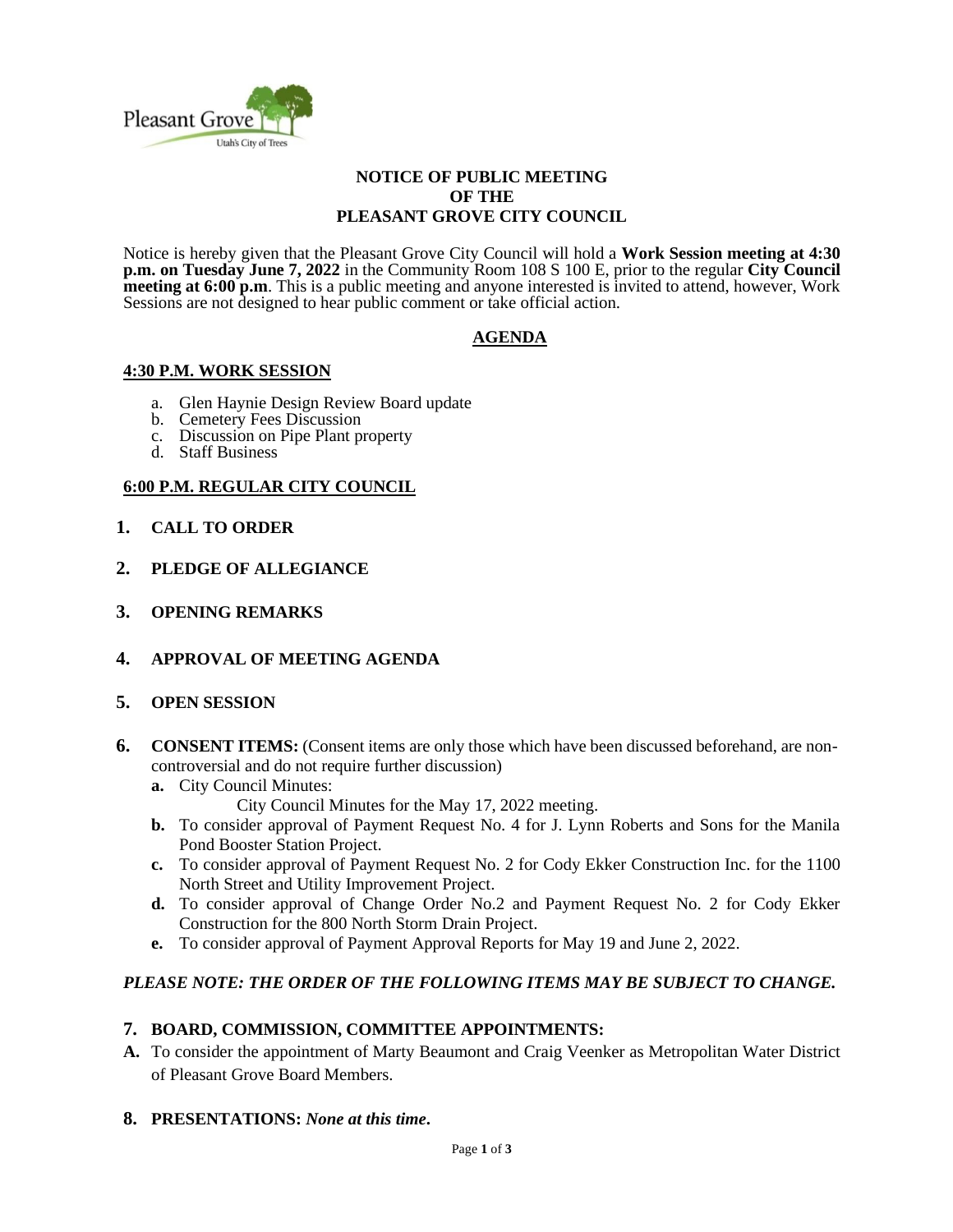Pleasant Grove
Utah's City of Trees

**NOTICE OF PUBLIC MEETING**
**OF THE**
**PLEASANT GROVE CITY COUNCIL**

Notice is hereby given that the Pleasant Grove City Council will hold a **Work Session meeting at 4:30 p.m. on Tuesday June 7, 2022** in the Community Room 108 S 100 E, prior to the regular **City Council meeting at 6:00 p.m**. This is a public meeting and anyone interested is invited to attend, however, Work Sessions are not designed to hear public comment or take official action.

## AGENDA

### 4:30 P.M. WORK SESSION

a. Glen Haynie Design Review Board update
b. Cemetery Fees Discussion
c. Discussion on Pipe Plant property
d. Staff Business

### 6:00 P.M. REGULAR CITY COUNCIL

**1. CALL TO ORDER**

**2. PLEDGE OF ALLEGIANCE**

**3. OPENING REMARKS**

**4. APPROVAL OF MEETING AGENDA**

**5. OPEN SESSION**

**6. CONSENT ITEMS:** (Consent items are only those which have been discussed beforehand, are non-controversial and do not require further discussion)

**a.** City Council Minutes:
City Council Minutes for the May 17, 2022 meeting.

**b.** To consider approval of Payment Request No. 4 for J. Lynn Roberts and Sons for the Manila Pond Booster Station Project.

**c.** To consider approval of Payment Request No. 2 for Cody Ekker Construction Inc. for the 1100 North Street and Utility Improvement Project.

**d.** To consider approval of Change Order No.2 and Payment Request No. 2 for Cody Ekker Construction for the 800 North Storm Drain Project.

**e.** To consider approval of Payment Approval Reports for May 19 and June 2, 2022.

***PLEASE NOTE: THE ORDER OF THE FOLLOWING ITEMS MAY BE SUBJECT TO CHANGE.***

**7. BOARD, COMMISSION, COMMITTEE APPOINTMENTS:**

**A.** To consider the appointment of Marty Beaumont and Craig Veenker as Metropolitan Water District of Pleasant Grove Board Members.

**8. PRESENTATIONS:** ***None at this time*.**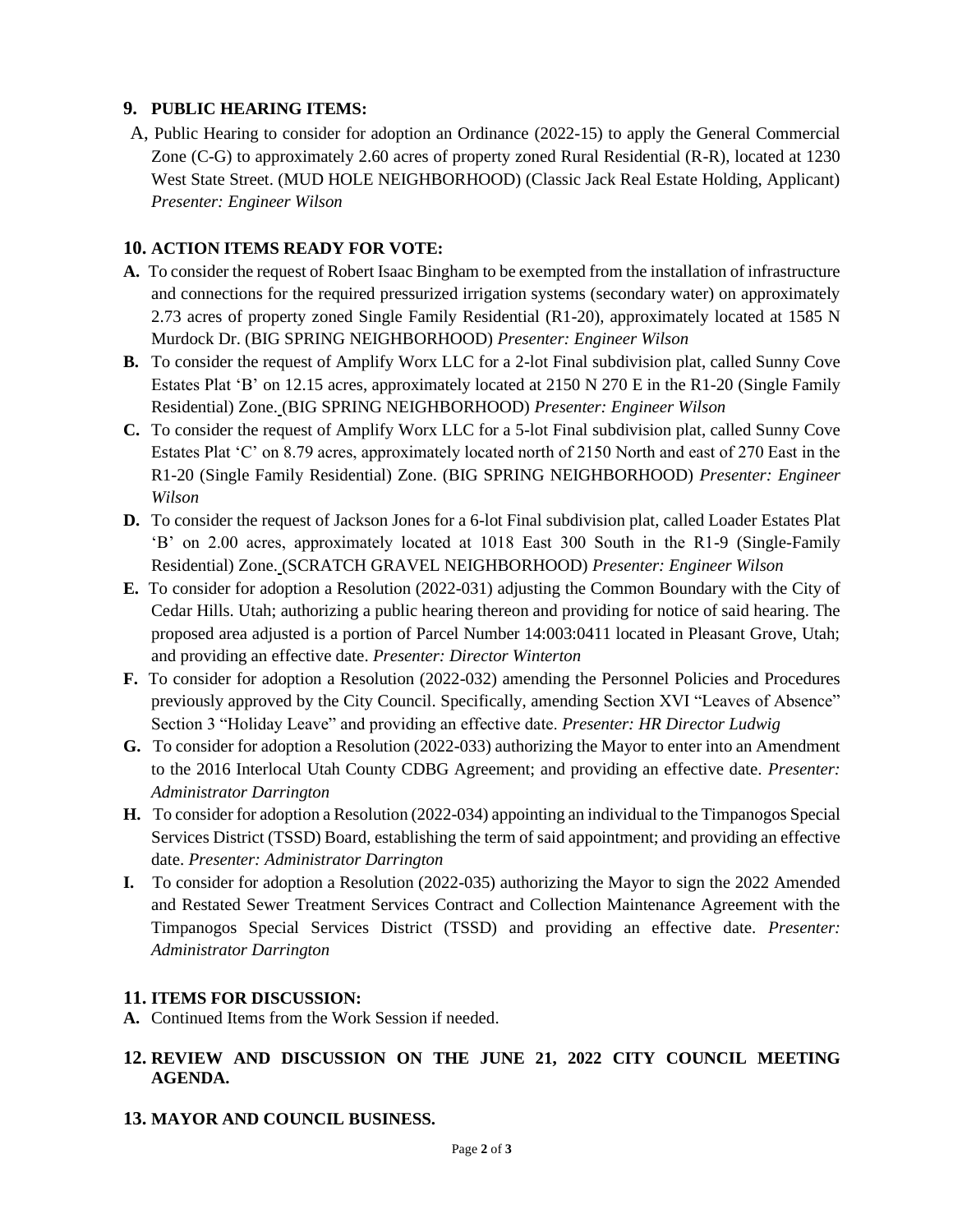## 9. PUBLIC HEARING ITEMS:

A, Public Hearing to consider for adoption an Ordinance (2022-15) to apply the General Commercial Zone (C-G) to approximately 2.60 acres of property zoned Rural Residential (R-R), located at 1230 West State Street. (MUD HOLE NEIGHBORHOOD) (Classic Jack Real Estate Holding, Applicant) *Presenter: Engineer Wilson*

## 10. ACTION ITEMS READY FOR VOTE:

**A.** To consider the request of Robert Isaac Bingham to be exempted from the installation of infrastructure and connections for the required pressurized irrigation systems (secondary water) on approximately 2.73 acres of property zoned Single Family Residential (R1-20), approximately located at 1585 N Murdock Dr. (BIG SPRING NEIGHBORHOOD) *Presenter: Engineer Wilson*

**B.** To consider the request of Amplify Worx LLC for a 2-lot Final subdivision plat, called Sunny Cove Estates Plat 'B' on 12.15 acres, approximately located at 2150 N 270 E in the R1-20 (Single Family Residential) Zone. (BIG SPRING NEIGHBORHOOD) *Presenter: Engineer Wilson*

**C.** To consider the request of Amplify Worx LLC for a 5-lot Final subdivision plat, called Sunny Cove Estates Plat 'C' on 8.79 acres, approximately located north of 2150 North and east of 270 East in the R1-20 (Single Family Residential) Zone. (BIG SPRING NEIGHBORHOOD) *Presenter: Engineer Wilson*

**D.** To consider the request of Jackson Jones for a 6-lot Final subdivision plat, called Loader Estates Plat 'B' on 2.00 acres, approximately located at 1018 East 300 South in the R1-9 (Single-Family Residential) Zone. (SCRATCH GRAVEL NEIGHBORHOOD) *Presenter: Engineer Wilson*

**E.** To consider for adoption a Resolution (2022-031) adjusting the Common Boundary with the City of Cedar Hills. Utah; authorizing a public hearing thereon and providing for notice of said hearing. The proposed area adjusted is a portion of Parcel Number 14:003:0411 located in Pleasant Grove, Utah; and providing an effective date. *Presenter: Director Winterton*

**F.** To consider for adoption a Resolution (2022-032) amending the Personnel Policies and Procedures previously approved by the City Council. Specifically, amending Section XVI "Leaves of Absence" Section 3 "Holiday Leave" and providing an effective date. *Presenter: HR Director Ludwig*

**G.** To consider for adoption a Resolution (2022-033) authorizing the Mayor to enter into an Amendment to the 2016 Interlocal Utah County CDBG Agreement; and providing an effective date. *Presenter: Administrator Darrington*

**H.** To consider for adoption a Resolution (2022-034) appointing an individual to the Timpanogos Special Services District (TSSD) Board, establishing the term of said appointment; and providing an effective date. *Presenter: Administrator Darrington*

**I.** To consider for adoption a Resolution (2022-035) authorizing the Mayor to sign the 2022 Amended and Restated Sewer Treatment Services Contract and Collection Maintenance Agreement with the Timpanogos Special Services District (TSSD) and providing an effective date. *Presenter: Administrator Darrington*

## 11. ITEMS FOR DISCUSSION:

**A.** Continued Items from the Work Session if needed.

## 12. REVIEW AND DISCUSSION ON THE JUNE 21, 2022 CITY COUNCIL MEETING AGENDA.

## 13. MAYOR AND COUNCIL BUSINESS.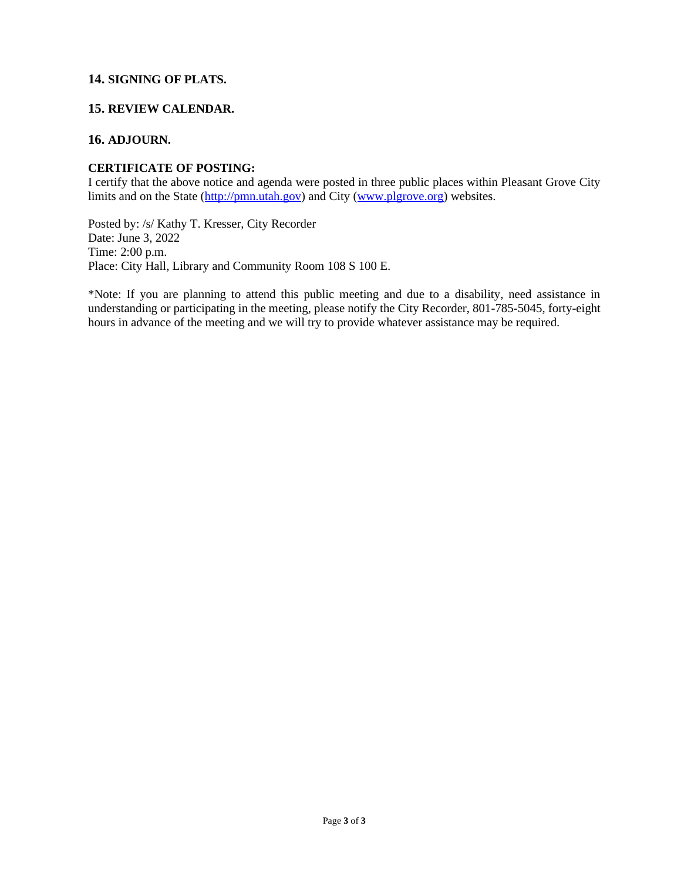**14. SIGNING OF PLATS.**

**15. REVIEW CALENDAR.**

**16. ADJOURN.**

**CERTIFICATE OF POSTING:**
I certify that the above notice and agenda were posted in three public places within Pleasant Grove City limits and on the State (http://pmn.utah.gov) and City (www.plgrove.org) websites.

Posted by: /s/ Kathy T. Kresser, City Recorder
Date: June 3, 2022
Time: 2:00 p.m.
Place: City Hall, Library and Community Room 108 S 100 E.

*Note: If you are planning to attend this public meeting and due to a disability, need assistance in understanding or participating in the meeting, please notify the City Recorder, 801-785-5045, forty-eight hours in advance of the meeting and we will try to provide whatever assistance may be required.